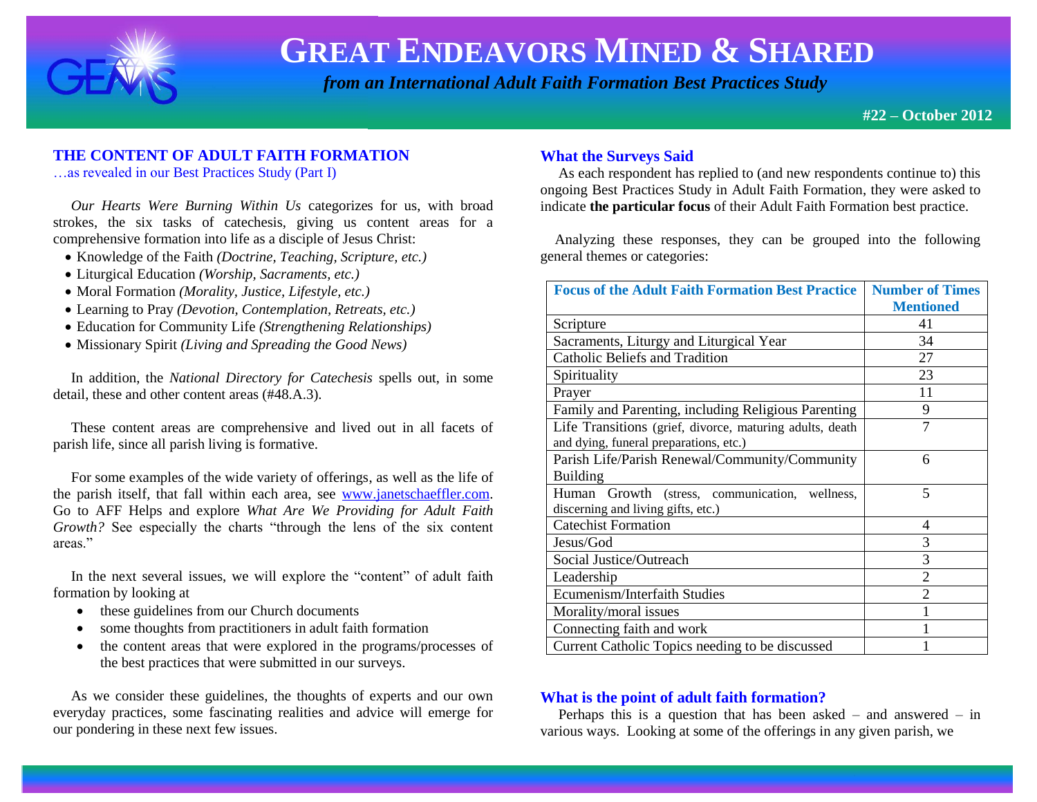# GREAT ENDEAVORS MINED & SHARED

*from an International Adult Faith Formation Best Practices Study*

**#22 – October 2012**

## THE CONTENT OF ADULT FAITH FORMATION

…as revealed in our Best Practices Study (Part I)

*Our Hearts Were Burning Within Us* categorizes for us, with broad strokes, the six tasks of catechesis, giving us content areas for a comprehensive formation into life as a disciple of Jesus Christ:

- Knowledge of the Faith *(Doctrine, Teaching, Scripture, etc.)*
- Liturgical Education *(Worship, Sacraments, etc.)*
- Moral Formation *(Morality, Justice, Lifestyle, etc.)*
- Learning to Pray *(Devotion, Contemplation, Retreats, etc.)*
- Education for Community Life *(Strengthening Relationships)*
- Missionary Spirit *(Living and Spreading the Good News)*

In addition, the *National Directory for Catechesis* spells out, in some detail, these and other content areas (#48.A.3).

These content areas are comprehensive and lived out in all facets of parish life, since all parish living is formative.

For some examples of the wide variety of offerings, as well as the life of the parish itself, that fall within each area, see www.janetschaeffler.com. Go to AFF Helps and explore *What Are We Providing for Adult Faith Growth?* See especially the charts "through the lens of the six content areas."

In the next several issues, we will explore the "content" of adult faith formation by looking at

- these guidelines from our Church documents
- some thoughts from practitioners in adult faith formation
- the content areas that were explored in the programs/processes of the best practices that were submitted in our surveys.

As we consider these guidelines, the thoughts of experts and our own everyday practices, some fascinating realities and advice will emerge for our pondering in these next few issues.

### What the Surveys Said

As each respondent has replied to (and new respondents continue to) this ongoing Best Practices Study in Adult Faith Formation, they were asked to indicate **the particular focus** of their Adult Faith Formation best practice.

Analyzing these responses, they can be grouped into the following general themes or categories:

| Focus of the Adult Faith Formation Best Practice | Number of Times Mentioned |
|---|---|
| Scripture | 41 |
| Sacraments, Liturgy and Liturgical Year | 34 |
| Catholic Beliefs and Tradition | 27 |
| Spirituality | 23 |
| Prayer | 11 |
| Family and Parenting, including Religious Parenting | 9 |
| Life Transitions (grief, divorce, maturing adults, death and dying, funeral preparations, etc.) | 7 |
| Parish Life/Parish Renewal/Community/Community Building | 6 |
| Human Growth (stress, communication, wellness, discerning and living gifts, etc.) | 5 |
| Catechist Formation | 4 |
| Jesus/God | 3 |
| Social Justice/Outreach | 3 |
| Leadership | 2 |
| Ecumenism/Interfaith Studies | 2 |
| Morality/moral issues | 1 |
| Connecting faith and work | 1 |
| Current Catholic Topics needing to be discussed | 1 |

### What is the point of adult faith formation?

Perhaps this is a question that has been asked – and answered – in various ways. Looking at some of the offerings in any given parish, we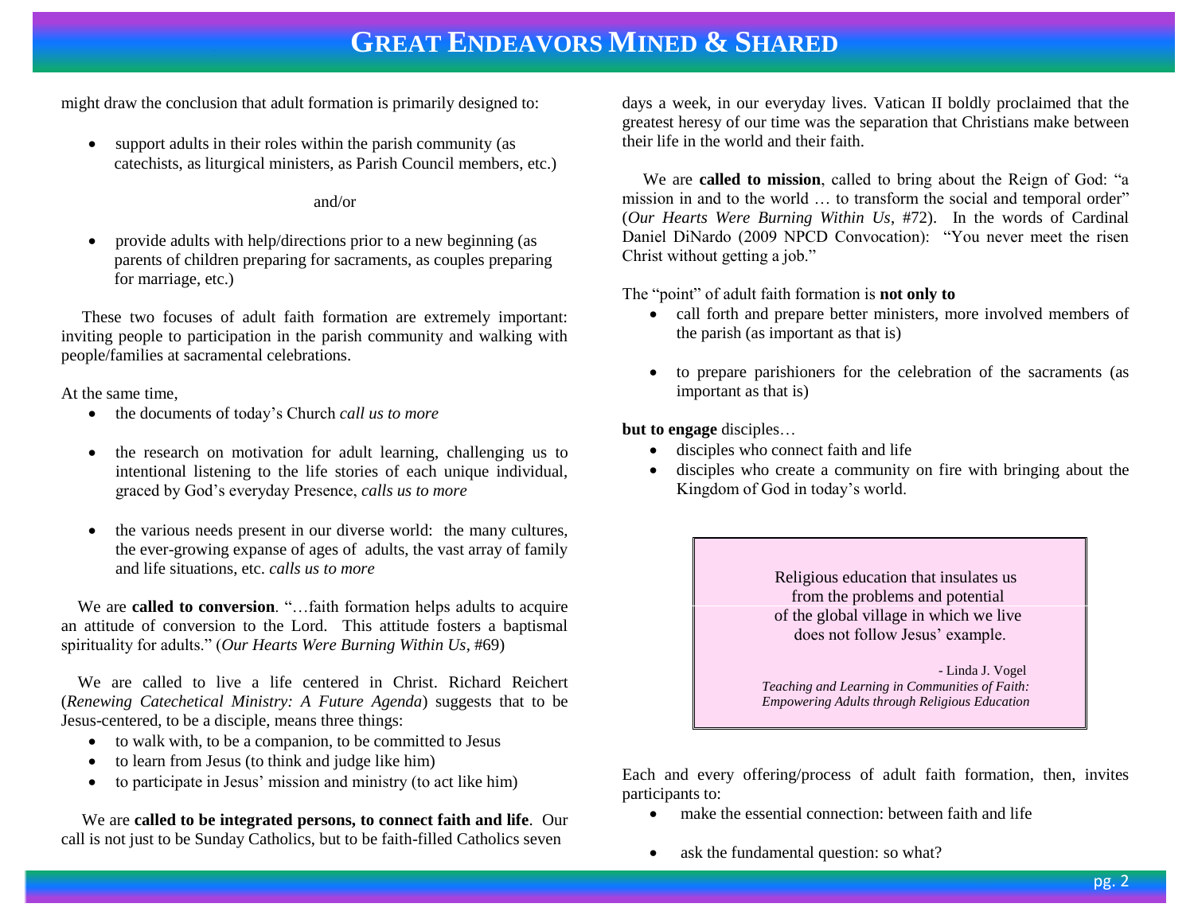might draw the conclusion that adult formation is primarily designed to:

- support adults in their roles within the parish community (as catechists, as liturgical ministers, as Parish Council members, etc.)

and/or

- provide adults with help/directions prior to a new beginning (as parents of children preparing for sacraments, as couples preparing for marriage, etc.)

These two focuses of adult faith formation are extremely important: inviting people to participation in the parish community and walking with people/families at sacramental celebrations.

At the same time,

- the documents of today's Church *call us to more*
- the research on motivation for adult learning, challenging us to intentional listening to the life stories of each unique individual, graced by God's everyday Presence, *calls us to more*
- the various needs present in our diverse world: the many cultures, the ever-growing expanse of ages of adults, the vast array of family and life situations, etc. *calls us to more*

We are **called to conversion**. "…faith formation helps adults to acquire an attitude of conversion to the Lord. This attitude fosters a baptismal spirituality for adults." (*Our Hearts Were Burning Within Us*, #69)

We are called to live a life centered in Christ. Richard Reichert (*Renewing Catechetical Ministry: A Future Agenda*) suggests that to be Jesus-centered, to be a disciple, means three things:

- to walk with, to be a companion, to be committed to Jesus
- to learn from Jesus (to think and judge like him)
- to participate in Jesus' mission and ministry (to act like him)

We are **called to be integrated persons, to connect faith and life**. Our call is not just to be Sunday Catholics, but to be faith-filled Catholics seven days a week, in our everyday lives. Vatican II boldly proclaimed that the greatest heresy of our time was the separation that Christians make between their life in the world and their faith.

We are **called to mission**, called to bring about the Reign of God: "a mission in and to the world … to transform the social and temporal order" (*Our Hearts Were Burning Within Us*, #72). In the words of Cardinal Daniel DiNardo (2009 NPCD Convocation): "You never meet the risen Christ without getting a job."

The "point" of adult faith formation is **not only to**

- call forth and prepare better ministers, more involved members of the parish (as important as that is)
- to prepare parishioners for the celebration of the sacraments (as important as that is)

**but to engage** disciples…

- disciples who connect faith and life
- disciples who create a community on fire with bringing about the Kingdom of God in today's world.

> Religious education that insulates us
> from the problems and potential
> of the global village in which we live
> does not follow Jesus' example.
>
> \- Linda J. Vogel
> *Teaching and Learning in Communities of Faith: Empowering Adults through Religious Education*

Each and every offering/process of adult faith formation, then, invites participants to:

- make the essential connection: between faith and life
- ask the fundamental question: so what?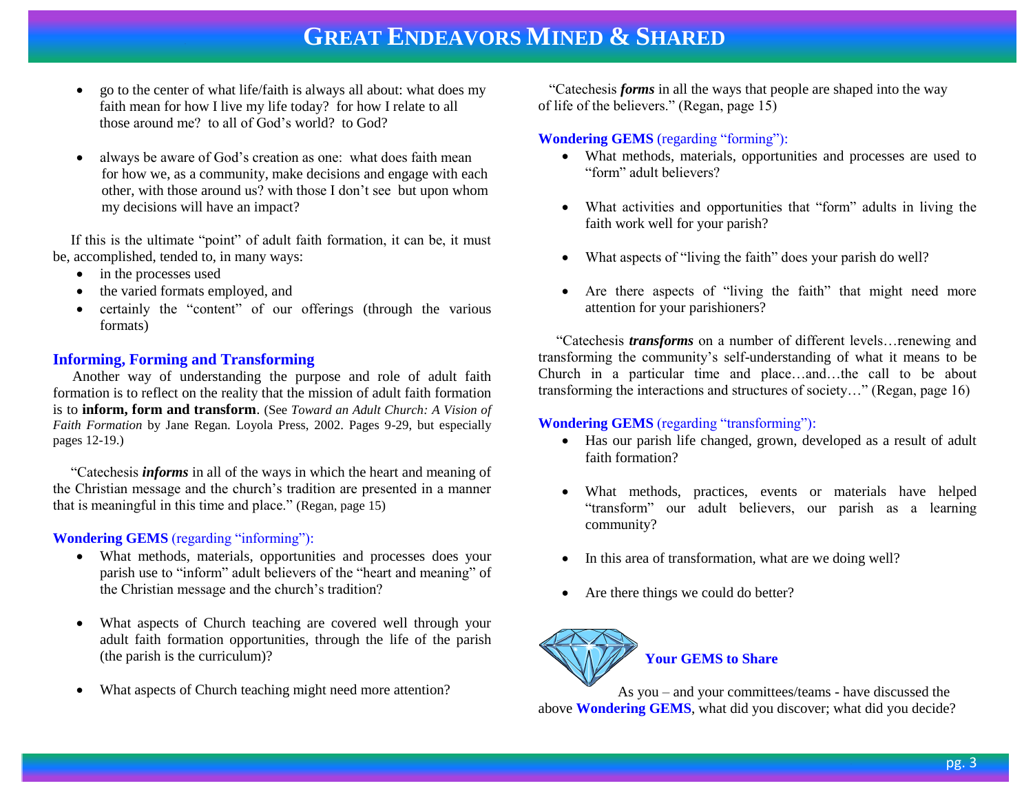- go to the center of what life/faith is always all about: what does my faith mean for how I live my life today? for how I relate to all those around me? to all of God's world? to God?

- always be aware of God's creation as one: what does faith mean for how we, as a community, make decisions and engage with each other, with those around us? with those I don't see but upon whom my decisions will have an impact?

If this is the ultimate "point" of adult faith formation, it can be, it must be, accomplished, tended to, in many ways:

- in the processes used
- the varied formats employed, and
- certainly the "content" of our offerings (through the various formats)

### Informing, Forming and Transforming

Another way of understanding the purpose and role of adult faith formation is to reflect on the reality that the mission of adult faith formation is to **inform, form and transform**. (See *Toward an Adult Church: A Vision of Faith Formation* by Jane Regan. Loyola Press, 2002. Pages 9-29, but especially pages 12-19.)

"Catechesis ***informs*** in all of the ways in which the heart and meaning of the Christian message and the church's tradition are presented in a manner that is meaningful in this time and place." (Regan, page 15)

**Wondering GEMS** (regarding "informing"):

- What methods, materials, opportunities and processes does your parish use to "inform" adult believers of the "heart and meaning" of the Christian message and the church's tradition?

- What aspects of Church teaching are covered well through your adult faith formation opportunities, through the life of the parish (the parish is the curriculum)?

- What aspects of Church teaching might need more attention?

"Catechesis ***forms*** in all the ways that people are shaped into the way of life of the believers." (Regan, page 15)

**Wondering GEMS** (regarding "forming"):

- What methods, materials, opportunities and processes are used to "form" adult believers?

- What activities and opportunities that "form" adults in living the faith work well for your parish?

- What aspects of "living the faith" does your parish do well?

- Are there aspects of "living the faith" that might need more attention for your parishioners?

"Catechesis ***transforms*** on a number of different levels…renewing and transforming the community's self-understanding of what it means to be Church in a particular time and place…and…the call to be about transforming the interactions and structures of society…" (Regan, page 16)

**Wondering GEMS** (regarding "transforming"):

- Has our parish life changed, grown, developed as a result of adult faith formation?

- What methods, practices, events or materials have helped "transform" our adult believers, our parish as a learning community?

- In this area of transformation, what are we doing well?

- Are there things we could do better?

### Your GEMS to Share

As you – and your committees/teams - have discussed the above **Wondering GEMS**, what did you discover; what did you decide?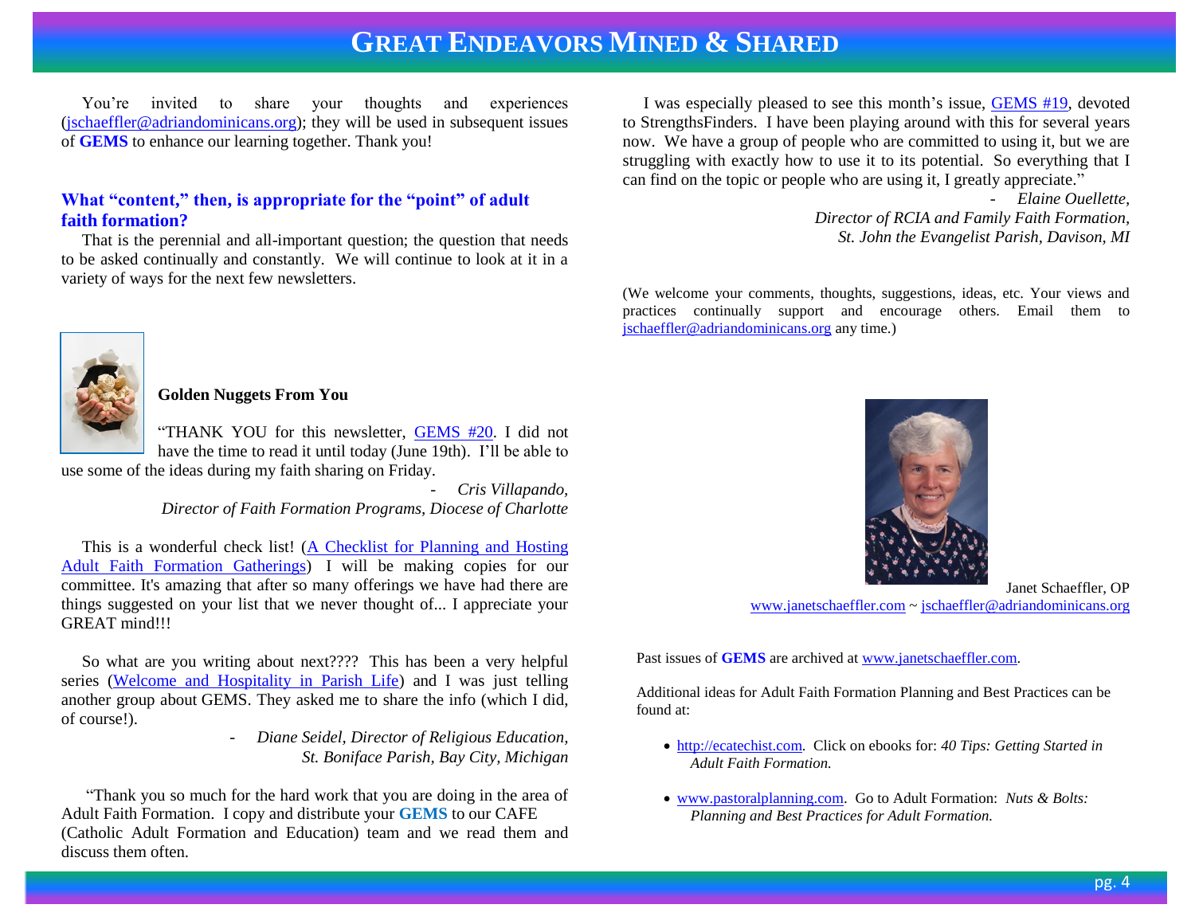You're invited to share your thoughts and experiences (jschaeffler@adriandominicans.org); they will be used in subsequent issues of **GEMS** to enhance our learning together. Thank you!

### What "content," then, is appropriate for the "point" of adult faith formation?

That is the perennial and all-important question; the question that needs to be asked continually and constantly. We will continue to look at it in a variety of ways for the next few newsletters.

### Golden Nuggets From You

"THANK YOU for this newsletter, GEMS #20. I did not have the time to read it until today (June 19th). I'll be able to use some of the ideas during my faith sharing on Friday.

- *Cris Villapando, Director of Faith Formation Programs, Diocese of Charlotte*

This is a wonderful check list! (A Checklist for Planning and Hosting Adult Faith Formation Gatherings) I will be making copies for our committee. It's amazing that after so many offerings we have had there are things suggested on your list that we never thought of... I appreciate your GREAT mind!!!

So what are you writing about next???? This has been a very helpful series (Welcome and Hospitality in Parish Life) and I was just telling another group about GEMS. They asked me to share the info (which I did, of course!).

- *Diane Seidel, Director of Religious Education, St. Boniface Parish, Bay City, Michigan*

"Thank you so much for the hard work that you are doing in the area of Adult Faith Formation. I copy and distribute your **GEMS** to our CAFE (Catholic Adult Formation and Education) team and we read them and discuss them often.

I was especially pleased to see this month's issue, GEMS #19, devoted to StrengthsFinders. I have been playing around with this for several years now. We have a group of people who are committed to using it, but we are struggling with exactly how to use it to its potential. So everything that I can find on the topic or people who are using it, I greatly appreciate."

- *Elaine Ouellette, Director of RCIA and Family Faith Formation, St. John the Evangelist Parish, Davison, MI*

(We welcome your comments, thoughts, suggestions, ideas, etc. Your views and practices continually support and encourage others. Email them to jschaeffler@adriandominicans.org any time.)

Janet Schaeffler, OP
www.janetschaeffler.com ~ jschaeffler@adriandominicans.org

Past issues of **GEMS** are archived at www.janetschaeffler.com.

Additional ideas for Adult Faith Formation Planning and Best Practices can be found at:

- http://ecatechist.com. Click on ebooks for: *40 Tips: Getting Started in Adult Faith Formation.*
- www.pastoralplanning.com. Go to Adult Formation: *Nuts & Bolts: Planning and Best Practices for Adult Formation.*